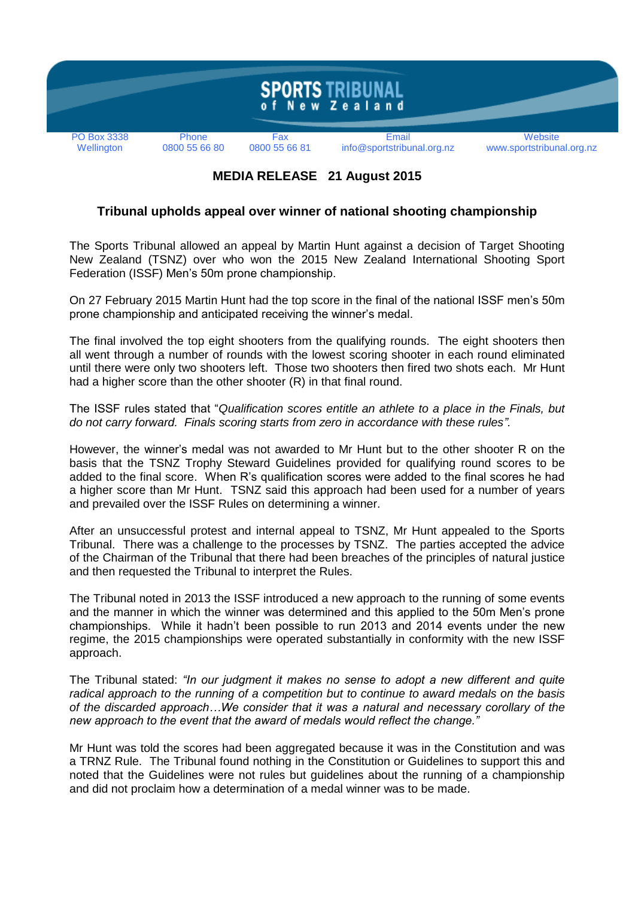**SPORTS TRIBUNAL of New Zealand**

| PO Box 3338 Wellington | Phone 0800 55 66 80 | Fax 0800 55 66 81 | Email info@sportstribunal.org.nz | Website www.sportstribunal.org.nz |
|---|---|---|---|---|

**MEDIA RELEASE 21 August 2015**

## Tribunal upholds appeal over winner of national shooting championship

The Sports Tribunal allowed an appeal by Martin Hunt against a decision of Target Shooting New Zealand (TSNZ) over who won the 2015 New Zealand International Shooting Sport Federation (ISSF) Men's 50m prone championship.

On 27 February 2015 Martin Hunt had the top score in the final of the national ISSF men's 50m prone championship and anticipated receiving the winner's medal.

The final involved the top eight shooters from the qualifying rounds. The eight shooters then all went through a number of rounds with the lowest scoring shooter in each round eliminated until there were only two shooters left. Those two shooters then fired two shots each. Mr Hunt had a higher score than the other shooter (R) in that final round.

The ISSF rules stated that "*Qualification scores entitle an athlete to a place in the Finals, but do not carry forward. Finals scoring starts from zero in accordance with these rules".*

However, the winner's medal was not awarded to Mr Hunt but to the other shooter R on the basis that the TSNZ Trophy Steward Guidelines provided for qualifying round scores to be added to the final score. When R's qualification scores were added to the final scores he had a higher score than Mr Hunt. TSNZ said this approach had been used for a number of years and prevailed over the ISSF Rules on determining a winner.

After an unsuccessful protest and internal appeal to TSNZ, Mr Hunt appealed to the Sports Tribunal. There was a challenge to the processes by TSNZ. The parties accepted the advice of the Chairman of the Tribunal that there had been breaches of the principles of natural justice and then requested the Tribunal to interpret the Rules.

The Tribunal noted in 2013 the ISSF introduced a new approach to the running of some events and the manner in which the winner was determined and this applied to the 50m Men's prone championships. While it hadn't been possible to run 2013 and 2014 events under the new regime, the 2015 championships were operated substantially in conformity with the new ISSF approach.

The Tribunal stated: *"In our judgment it makes no sense to adopt a new different and quite radical approach to the running of a competition but to continue to award medals on the basis of the discarded approach…We consider that it was a natural and necessary corollary of the new approach to the event that the award of medals would reflect the change."*

Mr Hunt was told the scores had been aggregated because it was in the Constitution and was a TRNZ Rule. The Tribunal found nothing in the Constitution or Guidelines to support this and noted that the Guidelines were not rules but guidelines about the running of a championship and did not proclaim how a determination of a medal winner was to be made.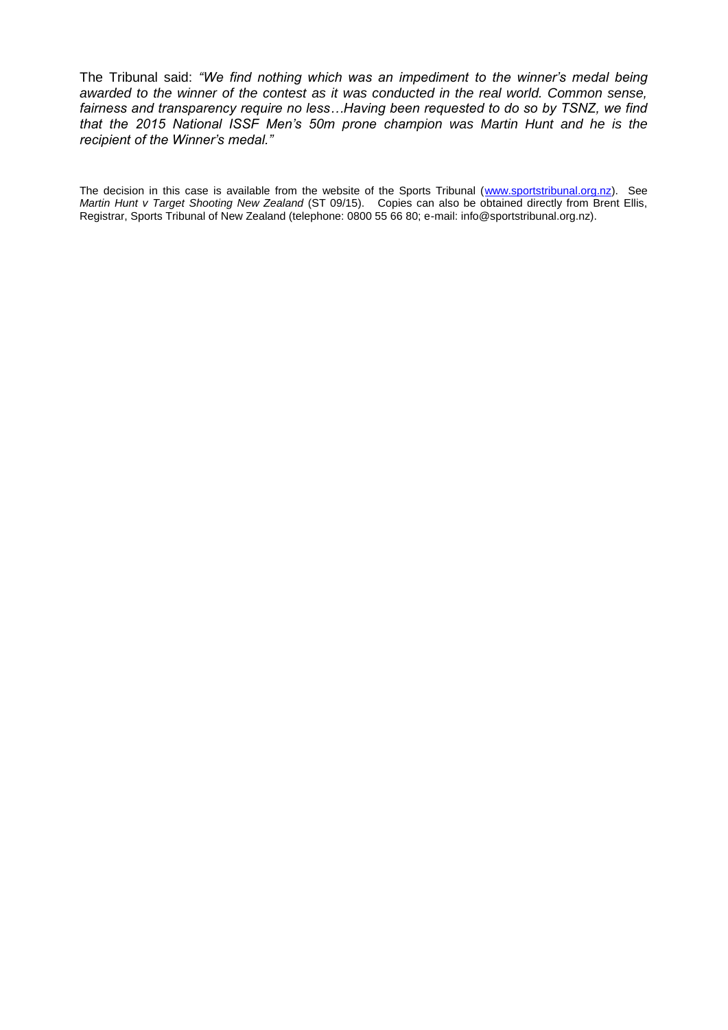The Tribunal said: *"We find nothing which was an impediment to the winner's medal being awarded to the winner of the contest as it was conducted in the real world. Common sense, fairness and transparency require no less…Having been requested to do so by TSNZ, we find that the 2015 National ISSF Men's 50m prone champion was Martin Hunt and he is the recipient of the Winner's medal."*

The decision in this case is available from the website of the Sports Tribunal (www.sportstribunal.org.nz). See *Martin Hunt v Target Shooting New Zealand* (ST 09/15). Copies can also be obtained directly from Brent Ellis, Registrar, Sports Tribunal of New Zealand (telephone: 0800 55 66 80; e-mail: info@sportstribunal.org.nz).